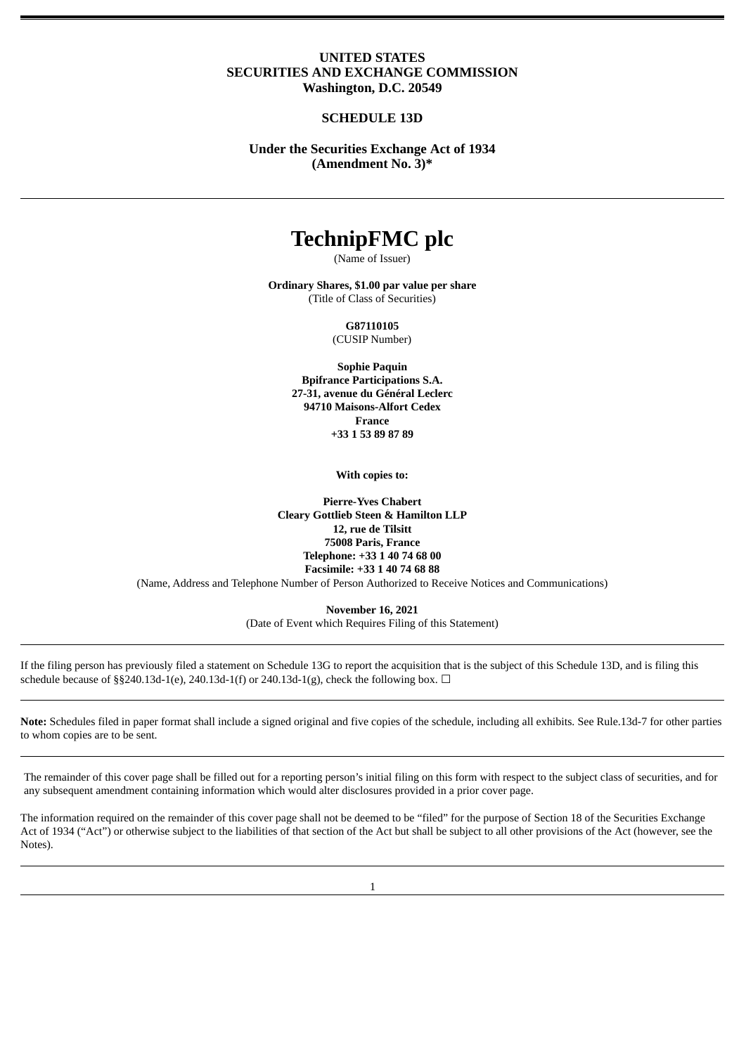**UNITED STATES**
**SECURITIES AND EXCHANGE COMMISSION**
**Washington, D.C. 20549**

**SCHEDULE 13D**

**Under the Securities Exchange Act of 1934**
**(Amendment No. 3)***

# TechnipFMC plc

(Name of Issuer)

**Ordinary Shares, $1.00 par value per share**
(Title of Class of Securities)

**G87110105**
(CUSIP Number)

**Sophie Paquin**
**Bpifrance Participations S.A.**
**27-31, avenue du Général Leclerc**
**94710 Maisons-Alfort Cedex**
**France**
**+33 1 53 89 87 89**

**With copies to:**

**Pierre-Yves Chabert**
**Cleary Gottlieb Steen & Hamilton LLP**
**12, rue de Tilsitt**
**75008 Paris, France**
**Telephone: +33 1 40 74 68 00**
**Facsimile: +33 1 40 74 68 88**
(Name, Address and Telephone Number of Person Authorized to Receive Notices and Communications)

**November 16, 2021**
(Date of Event which Requires Filing of this Statement)

---

If the filing person has previously filed a statement on Schedule 13G to report the acquisition that is the subject of this Schedule 13D, and is filing this schedule because of §§240.13d-1(e), 240.13d-1(f) or 240.13d-1(g), check the following box. ☐

---

**Note:** Schedules filed in paper format shall include a signed original and five copies of the schedule, including all exhibits. See Rule.13d-7 for other parties to whom copies are to be sent.

---

The remainder of this cover page shall be filled out for a reporting person's initial filing on this form with respect to the subject class of securities, and for any subsequent amendment containing information which would alter disclosures provided in a prior cover page.

The information required on the remainder of this cover page shall not be deemed to be "filed" for the purpose of Section 18 of the Securities Exchange Act of 1934 ("Act") or otherwise subject to the liabilities of that section of the Act but shall be subject to all other provisions of the Act (however, see the Notes).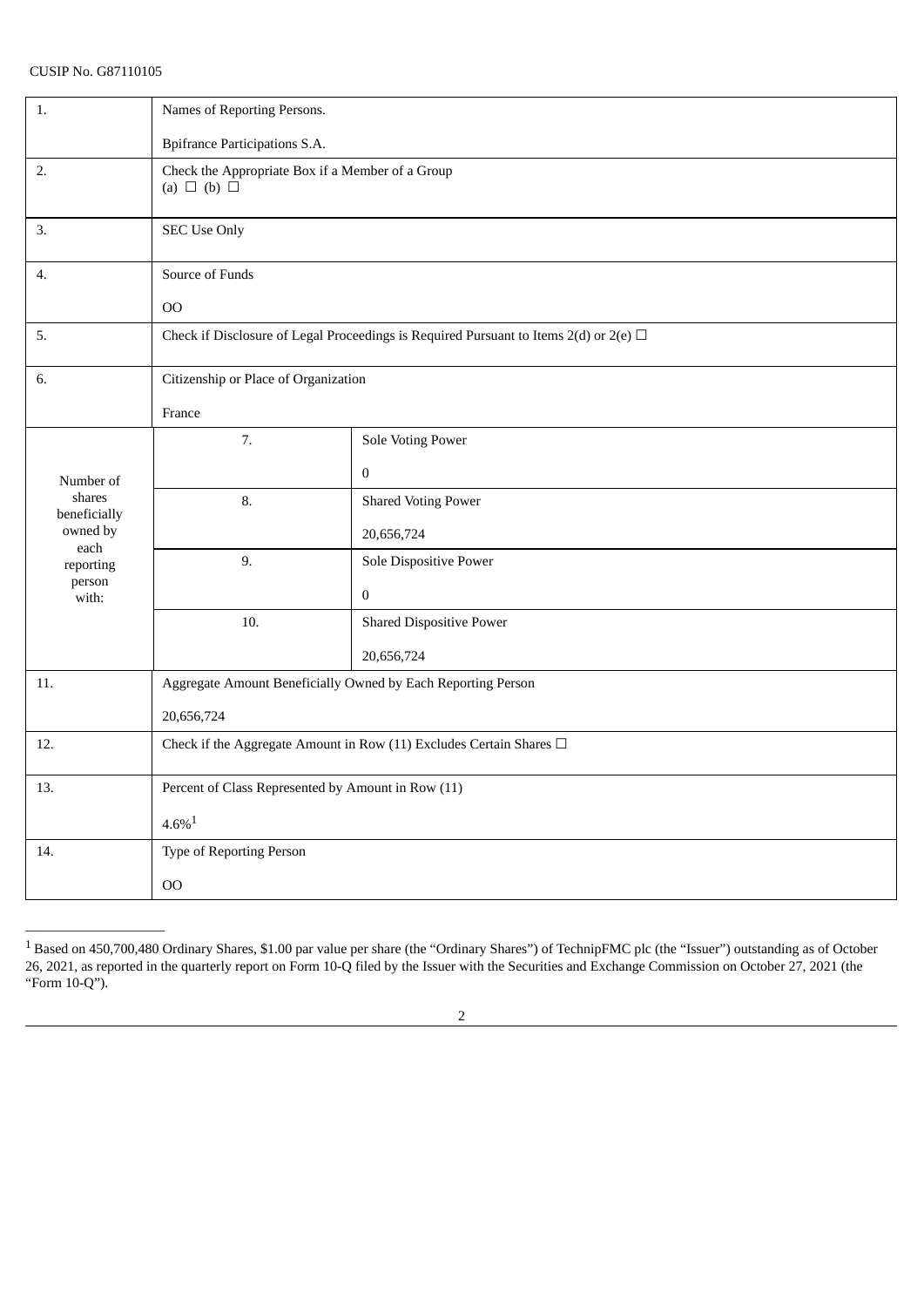CUSIP No. G87110105

| 1. | Names of Reporting Persons.<br><br>Bpifrance Participations S.A. | |
|---|---|---|
| 2. | Check the Appropriate Box if a Member of a Group<br>(a) ☐ (b) ☐ | |
| 3. | SEC Use Only | |
| 4. | Source of Funds<br><br>OO | |
| 5. | Check if Disclosure of Legal Proceedings is Required Pursuant to Items 2(d) or 2(e) ☐ | |
| 6. | Citizenship or Place of Organization<br><br>France | |
| Number of shares beneficially owned by each reporting person with: | 7. | Sole Voting Power<br><br>0 |
| | 8. | Shared Voting Power<br><br>20,656,724 |
| | 9. | Sole Dispositive Power<br><br>0 |
| | 10. | Shared Dispositive Power<br><br>20,656,724 |
| 11. | Aggregate Amount Beneficially Owned by Each Reporting Person<br><br>20,656,724 | |
| 12. | Check if the Aggregate Amount in Row (11) Excludes Certain Shares ☐ | |
| 13. | Percent of Class Represented by Amount in Row (11)<br><br>4.6%[1] | |
| 14. | Type of Reporting Person<br><br>OO | |

[1] Based on 450,700,480 Ordinary Shares, $1.00 par value per share (the "Ordinary Shares") of TechnipFMC plc (the "Issuer") outstanding as of October 26, 2021, as reported in the quarterly report on Form 10-Q filed by the Issuer with the Securities and Exchange Commission on October 27, 2021 (the "Form 10-Q").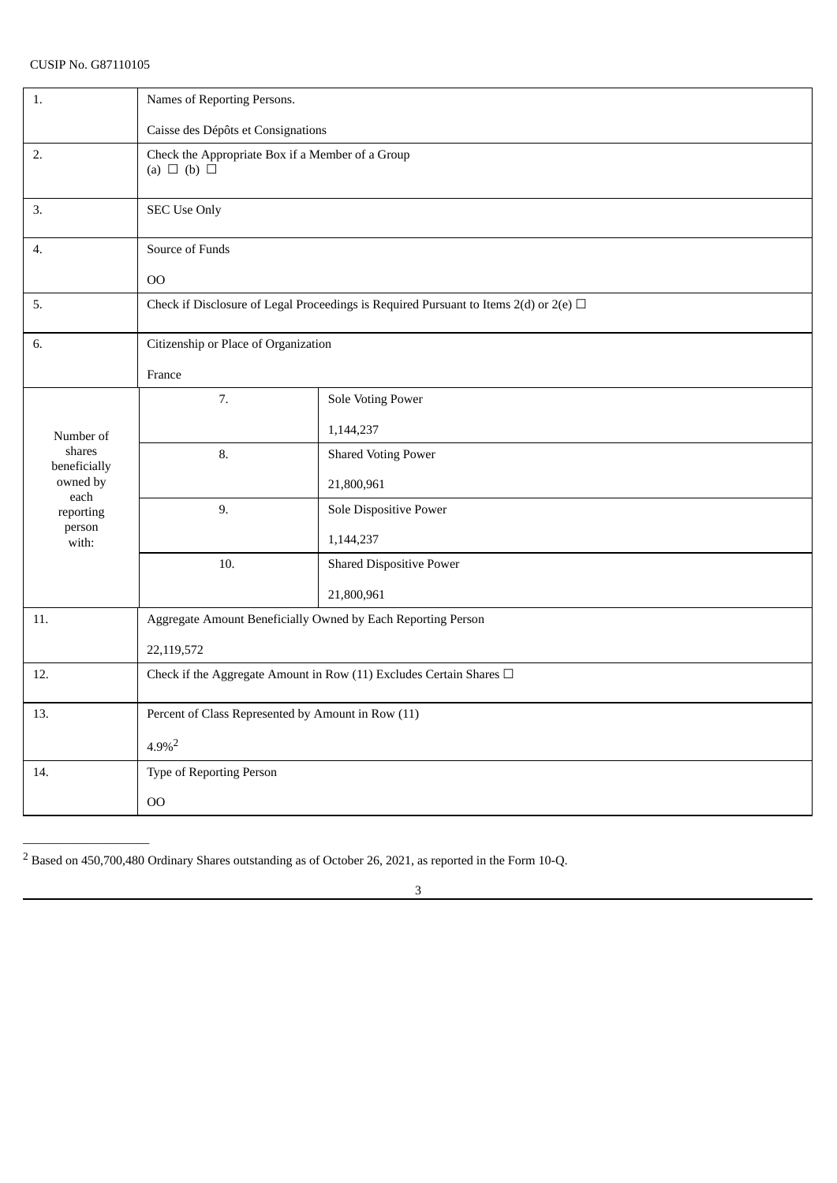CUSIP No. G87110105

| | | |
|---|---|---|
| 1. | Names of Reporting Persons.<br><br>Caisse des Dépôts et Consignations | |
| 2. | Check the Appropriate Box if a Member of a Group<br>(a) ☐ (b) ☐ | |
| 3. | SEC Use Only | |
| 4. | Source of Funds<br><br>OO | |
| 5. | Check if Disclosure of Legal Proceedings is Required Pursuant to Items 2(d) or 2(e) ☐ | |
| 6. | Citizenship or Place of Organization<br><br>France | |
| Number of shares beneficially owned by each reporting person with: | 7. | Sole Voting Power<br><br>1,144,237 |
| | 8. | Shared Voting Power<br><br>21,800,961 |
| | 9. | Sole Dispositive Power<br><br>1,144,237 |
| | 10. | Shared Dispositive Power<br><br>21,800,961 |
| 11. | Aggregate Amount Beneficially Owned by Each Reporting Person<br><br>22,119,572 | |
| 12. | Check if the Aggregate Amount in Row (11) Excludes Certain Shares ☐ | |
| 13. | Percent of Class Represented by Amount in Row (11)<br><br>4.9%[2] | |
| 14. | Type of Reporting Person<br><br>OO | |

[2] Based on 450,700,480 Ordinary Shares outstanding as of October 26, 2021, as reported in the Form 10-Q.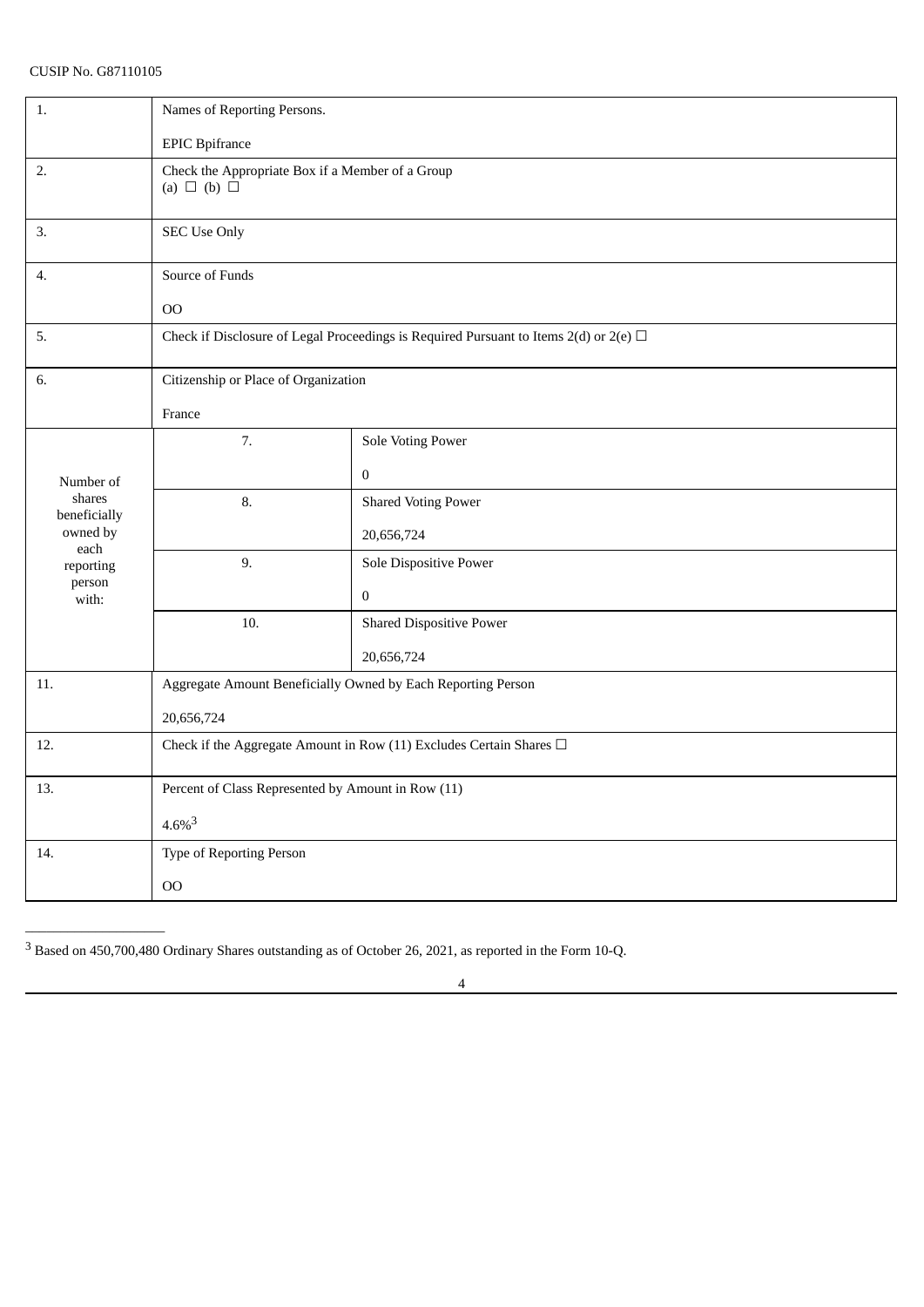CUSIP No. G87110105

| 1. | Names of Reporting Persons.<br><br>EPIC Bpifrance | |
|---|---|---|
| 2. | Check the Appropriate Box if a Member of a Group<br>(a) ☐ (b) ☐ | |
| 3. | SEC Use Only | |
| 4. | Source of Funds<br><br>OO | |
| 5. | Check if Disclosure of Legal Proceedings is Required Pursuant to Items 2(d) or 2(e) ☐ | |
| 6. | Citizenship or Place of Organization<br><br>France | |
| Number of shares beneficially owned by each reporting person with: | 7. | Sole Voting Power<br><br>0 |
| | 8. | Shared Voting Power<br><br>20,656,724 |
| | 9. | Sole Dispositive Power<br><br>0 |
| | 10. | Shared Dispositive Power<br><br>20,656,724 |
| 11. | Aggregate Amount Beneficially Owned by Each Reporting Person<br><br>20,656,724 | |
| 12. | Check if the Aggregate Amount in Row (11) Excludes Certain Shares ☐ | |
| 13. | Percent of Class Represented by Amount in Row (11)<br><br>4.6%[3] | |
| 14. | Type of Reporting Person<br><br>OO | |

[3] Based on 450,700,480 Ordinary Shares outstanding as of October 26, 2021, as reported in the Form 10-Q.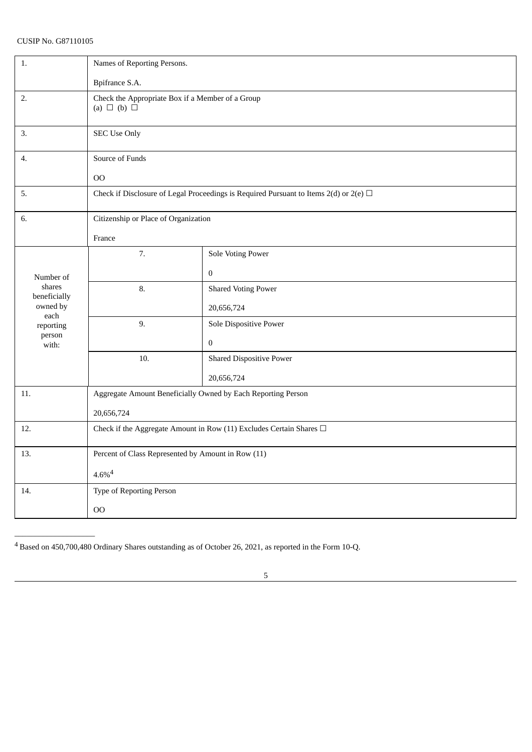CUSIP No. G87110105

| 1. | Names of Reporting Persons.<br><br>Bpifrance S.A. | |
|---|---|---|
| 2. | Check the Appropriate Box if a Member of a Group<br>(a) ☐ (b) ☐ | |
| 3. | SEC Use Only | |
| 4. | Source of Funds<br><br>OO | |
| 5. | Check if Disclosure of Legal Proceedings is Required Pursuant to Items 2(d) or 2(e) ☐ | |
| 6. | Citizenship or Place of Organization<br><br>France | |
| Number of shares beneficially owned by each reporting person with: | 7. | Sole Voting Power<br><br>0 |
| | 8. | Shared Voting Power<br><br>20,656,724 |
| | 9. | Sole Dispositive Power<br><br>0 |
| | 10. | Shared Dispositive Power<br><br>20,656,724 |
| 11. | Aggregate Amount Beneficially Owned by Each Reporting Person<br><br>20,656,724 | |
| 12. | Check if the Aggregate Amount in Row (11) Excludes Certain Shares ☐ | |
| 13. | Percent of Class Represented by Amount in Row (11)<br><br>4.6%[4] | |
| 14. | Type of Reporting Person<br><br>OO | |

[4] Based on 450,700,480 Ordinary Shares outstanding as of October 26, 2021, as reported in the Form 10-Q.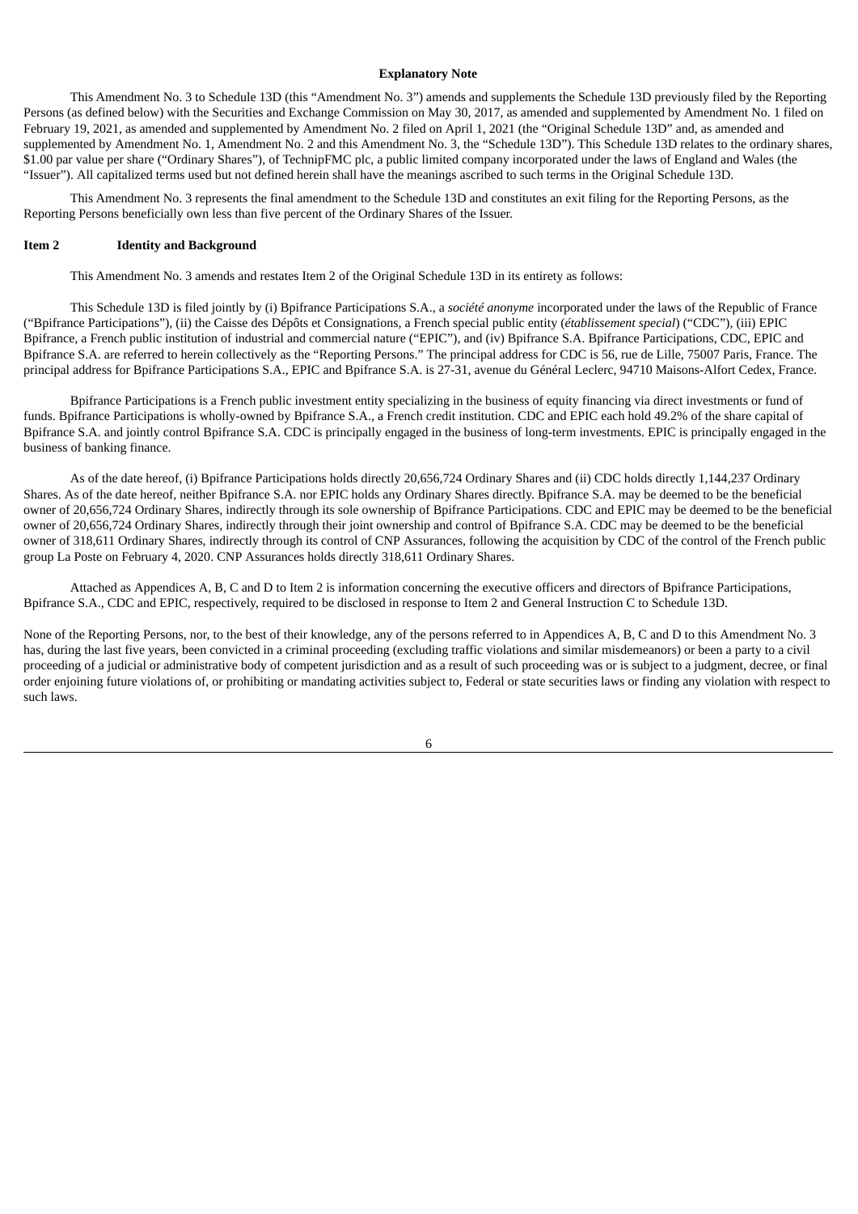**Explanatory Note**

This Amendment No. 3 to Schedule 13D (this "Amendment No. 3") amends and supplements the Schedule 13D previously filed by the Reporting Persons (as defined below) with the Securities and Exchange Commission on May 30, 2017, as amended and supplemented by Amendment No. 1 filed on February 19, 2021, as amended and supplemented by Amendment No. 2 filed on April 1, 2021 (the "Original Schedule 13D" and, as amended and supplemented by Amendment No. 1, Amendment No. 2 and this Amendment No. 3, the "Schedule 13D"). This Schedule 13D relates to the ordinary shares, $1.00 par value per share ("Ordinary Shares"), of TechnipFMC plc, a public limited company incorporated under the laws of England and Wales (the "Issuer"). All capitalized terms used but not defined herein shall have the meanings ascribed to such terms in the Original Schedule 13D.

This Amendment No. 3 represents the final amendment to the Schedule 13D and constitutes an exit filing for the Reporting Persons, as the Reporting Persons beneficially own less than five percent of the Ordinary Shares of the Issuer.

## Item 2 Identity and Background

This Amendment No. 3 amends and restates Item 2 of the Original Schedule 13D in its entirety as follows:

This Schedule 13D is filed jointly by (i) Bpifrance Participations S.A., a *société anonyme* incorporated under the laws of the Republic of France ("Bpifrance Participations"), (ii) the Caisse des Dépôts et Consignations, a French special public entity (*établissement special*) ("CDC"), (iii) EPIC Bpifrance, a French public institution of industrial and commercial nature ("EPIC"), and (iv) Bpifrance S.A. Bpifrance Participations, CDC, EPIC and Bpifrance S.A. are referred to herein collectively as the "Reporting Persons." The principal address for CDC is 56, rue de Lille, 75007 Paris, France. The principal address for Bpifrance Participations S.A., EPIC and Bpifrance S.A. is 27-31, avenue du Général Leclerc, 94710 Maisons-Alfort Cedex, France.

Bpifrance Participations is a French public investment entity specializing in the business of equity financing via direct investments or fund of funds. Bpifrance Participations is wholly-owned by Bpifrance S.A., a French credit institution. CDC and EPIC each hold 49.2% of the share capital of Bpifrance S.A. and jointly control Bpifrance S.A. CDC is principally engaged in the business of long-term investments. EPIC is principally engaged in the business of banking finance.

As of the date hereof, (i) Bpifrance Participations holds directly 20,656,724 Ordinary Shares and (ii) CDC holds directly 1,144,237 Ordinary Shares. As of the date hereof, neither Bpifrance S.A. nor EPIC holds any Ordinary Shares directly. Bpifrance S.A. may be deemed to be the beneficial owner of 20,656,724 Ordinary Shares, indirectly through its sole ownership of Bpifrance Participations. CDC and EPIC may be deemed to be the beneficial owner of 20,656,724 Ordinary Shares, indirectly through their joint ownership and control of Bpifrance S.A. CDC may be deemed to be the beneficial owner of 318,611 Ordinary Shares, indirectly through its control of CNP Assurances, following the acquisition by CDC of the control of the French public group La Poste on February 4, 2020. CNP Assurances holds directly 318,611 Ordinary Shares.

Attached as Appendices A, B, C and D to Item 2 is information concerning the executive officers and directors of Bpifrance Participations, Bpifrance S.A., CDC and EPIC, respectively, required to be disclosed in response to Item 2 and General Instruction C to Schedule 13D.

None of the Reporting Persons, nor, to the best of their knowledge, any of the persons referred to in Appendices A, B, C and D to this Amendment No. 3 has, during the last five years, been convicted in a criminal proceeding (excluding traffic violations and similar misdemeanors) or been a party to a civil proceeding of a judicial or administrative body of competent jurisdiction and as a result of such proceeding was or is subject to a judgment, decree, or final order enjoining future violations of, or prohibiting or mandating activities subject to, Federal or state securities laws or finding any violation with respect to such laws.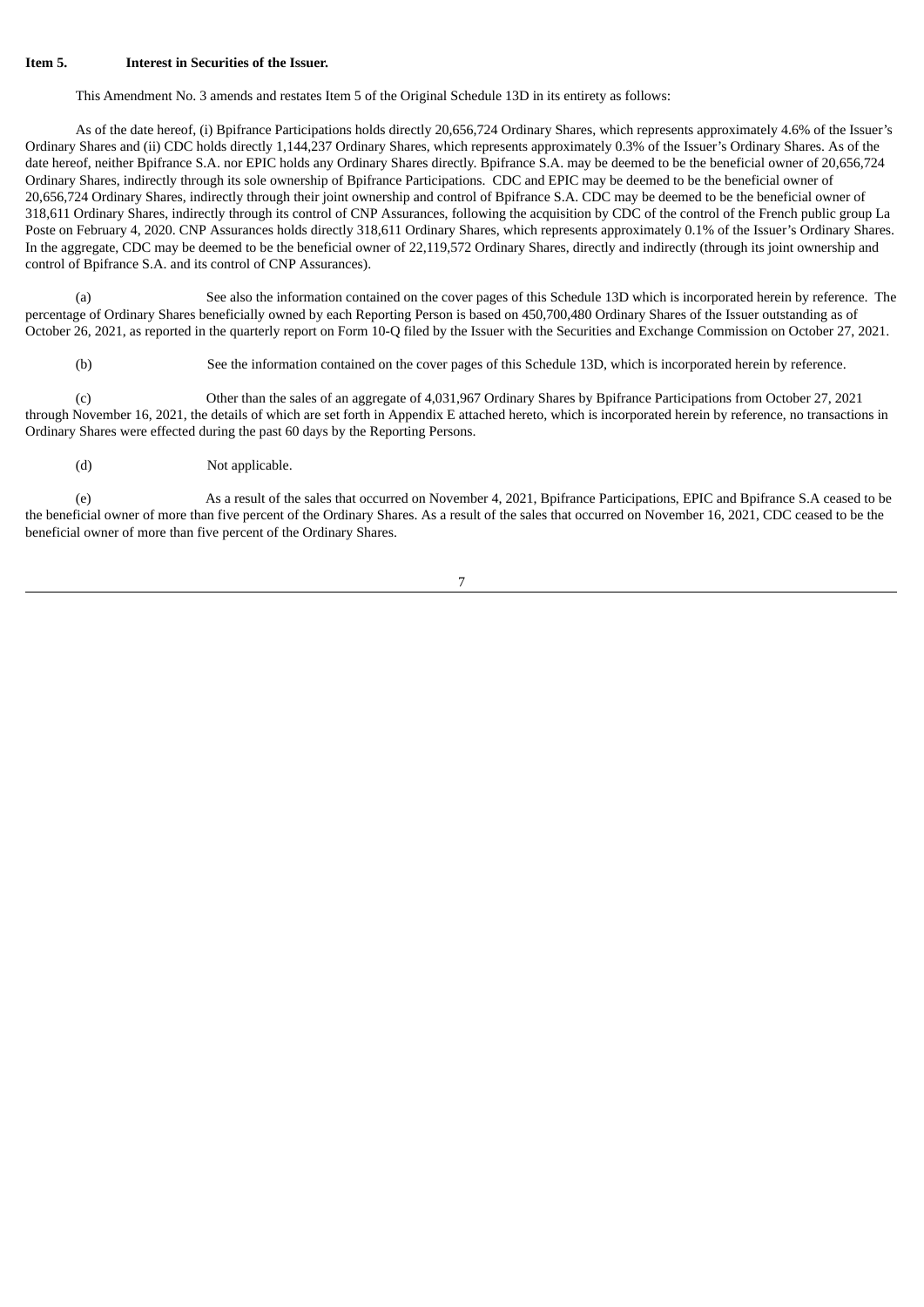**Item 5. Interest in Securities of the Issuer.**

This Amendment No. 3 amends and restates Item 5 of the Original Schedule 13D in its entirety as follows:

As of the date hereof, (i) Bpifrance Participations holds directly 20,656,724 Ordinary Shares, which represents approximately 4.6% of the Issuer's Ordinary Shares and (ii) CDC holds directly 1,144,237 Ordinary Shares, which represents approximately 0.3% of the Issuer's Ordinary Shares. As of the date hereof, neither Bpifrance S.A. nor EPIC holds any Ordinary Shares directly. Bpifrance S.A. may be deemed to be the beneficial owner of 20,656,724 Ordinary Shares, indirectly through its sole ownership of Bpifrance Participations. CDC and EPIC may be deemed to be the beneficial owner of 20,656,724 Ordinary Shares, indirectly through their joint ownership and control of Bpifrance S.A. CDC may be deemed to be the beneficial owner of 318,611 Ordinary Shares, indirectly through its control of CNP Assurances, following the acquisition by CDC of the control of the French public group La Poste on February 4, 2020. CNP Assurances holds directly 318,611 Ordinary Shares, which represents approximately 0.1% of the Issuer's Ordinary Shares. In the aggregate, CDC may be deemed to be the beneficial owner of 22,119,572 Ordinary Shares, directly and indirectly (through its joint ownership and control of Bpifrance S.A. and its control of CNP Assurances).

(a) See also the information contained on the cover pages of this Schedule 13D which is incorporated herein by reference. The percentage of Ordinary Shares beneficially owned by each Reporting Person is based on 450,700,480 Ordinary Shares of the Issuer outstanding as of October 26, 2021, as reported in the quarterly report on Form 10-Q filed by the Issuer with the Securities and Exchange Commission on October 27, 2021.

(b) See the information contained on the cover pages of this Schedule 13D, which is incorporated herein by reference.

(c) Other than the sales of an aggregate of 4,031,967 Ordinary Shares by Bpifrance Participations from October 27, 2021 through November 16, 2021, the details of which are set forth in Appendix E attached hereto, which is incorporated herein by reference, no transactions in Ordinary Shares were effected during the past 60 days by the Reporting Persons.

(d) Not applicable.

(e) As a result of the sales that occurred on November 4, 2021, Bpifrance Participations, EPIC and Bpifrance S.A ceased to be the beneficial owner of more than five percent of the Ordinary Shares. As a result of the sales that occurred on November 16, 2021, CDC ceased to be the beneficial owner of more than five percent of the Ordinary Shares.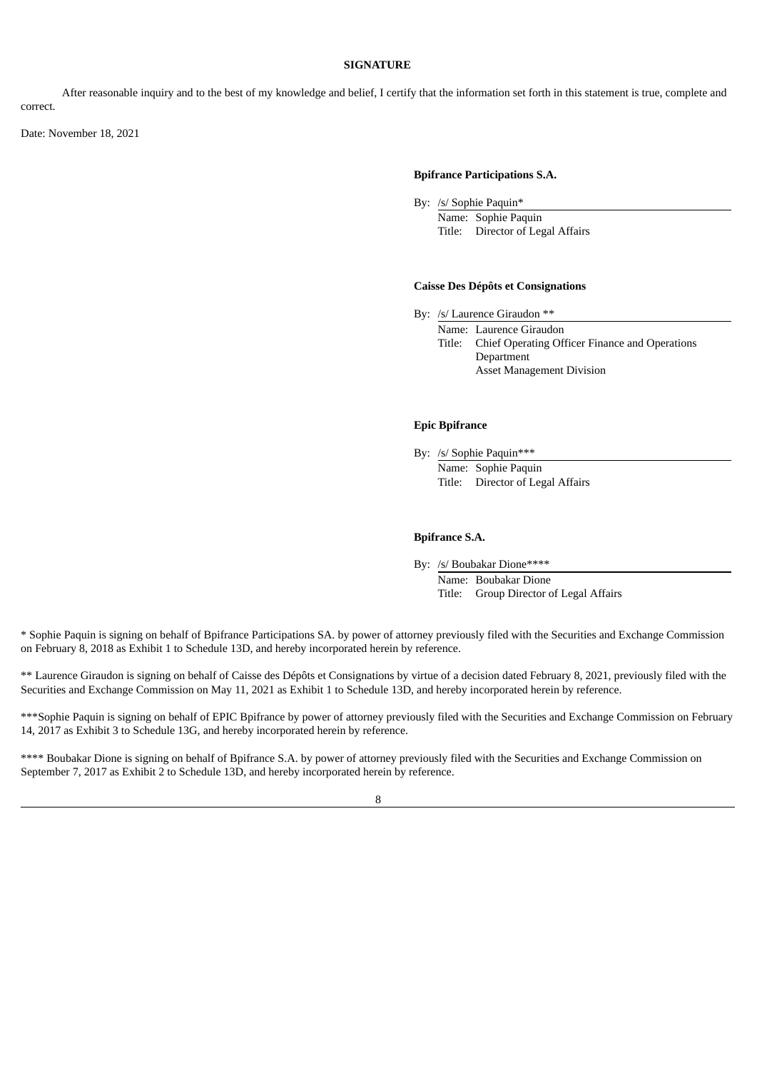**SIGNATURE**

After reasonable inquiry and to the best of my knowledge and belief, I certify that the information set forth in this statement is true, complete and correct.

Date: November 18, 2021

**Bpifrance Participations S.A.**

By: /s/ Sophie Paquin*
Name: Sophie Paquin
Title: Director of Legal Affairs

**Caisse Des Dépôts et Consignations**

By: /s/ Laurence Giraudon **
Name: Laurence Giraudon
Title: Chief Operating Officer Finance and Operations Department
Asset Management Division

**Epic Bpifrance**

By: /s/ Sophie Paquin***
Name: Sophie Paquin
Title: Director of Legal Affairs

**Bpifrance S.A.**

By: /s/ Boubakar Dione****
Name: Boubakar Dione
Title: Group Director of Legal Affairs

* Sophie Paquin is signing on behalf of Bpifrance Participations SA. by power of attorney previously filed with the Securities and Exchange Commission on February 8, 2018 as Exhibit 1 to Schedule 13D, and hereby incorporated herein by reference.

** Laurence Giraudon is signing on behalf of Caisse des Dépôts et Consignations by virtue of a decision dated February 8, 2021, previously filed with the Securities and Exchange Commission on May 11, 2021 as Exhibit 1 to Schedule 13D, and hereby incorporated herein by reference.

***Sophie Paquin is signing on behalf of EPIC Bpifrance by power of attorney previously filed with the Securities and Exchange Commission on February 14, 2017 as Exhibit 3 to Schedule 13G, and hereby incorporated herein by reference.

**** Boubakar Dione is signing on behalf of Bpifrance S.A. by power of attorney previously filed with the Securities and Exchange Commission on September 7, 2017 as Exhibit 2 to Schedule 13D, and hereby incorporated herein by reference.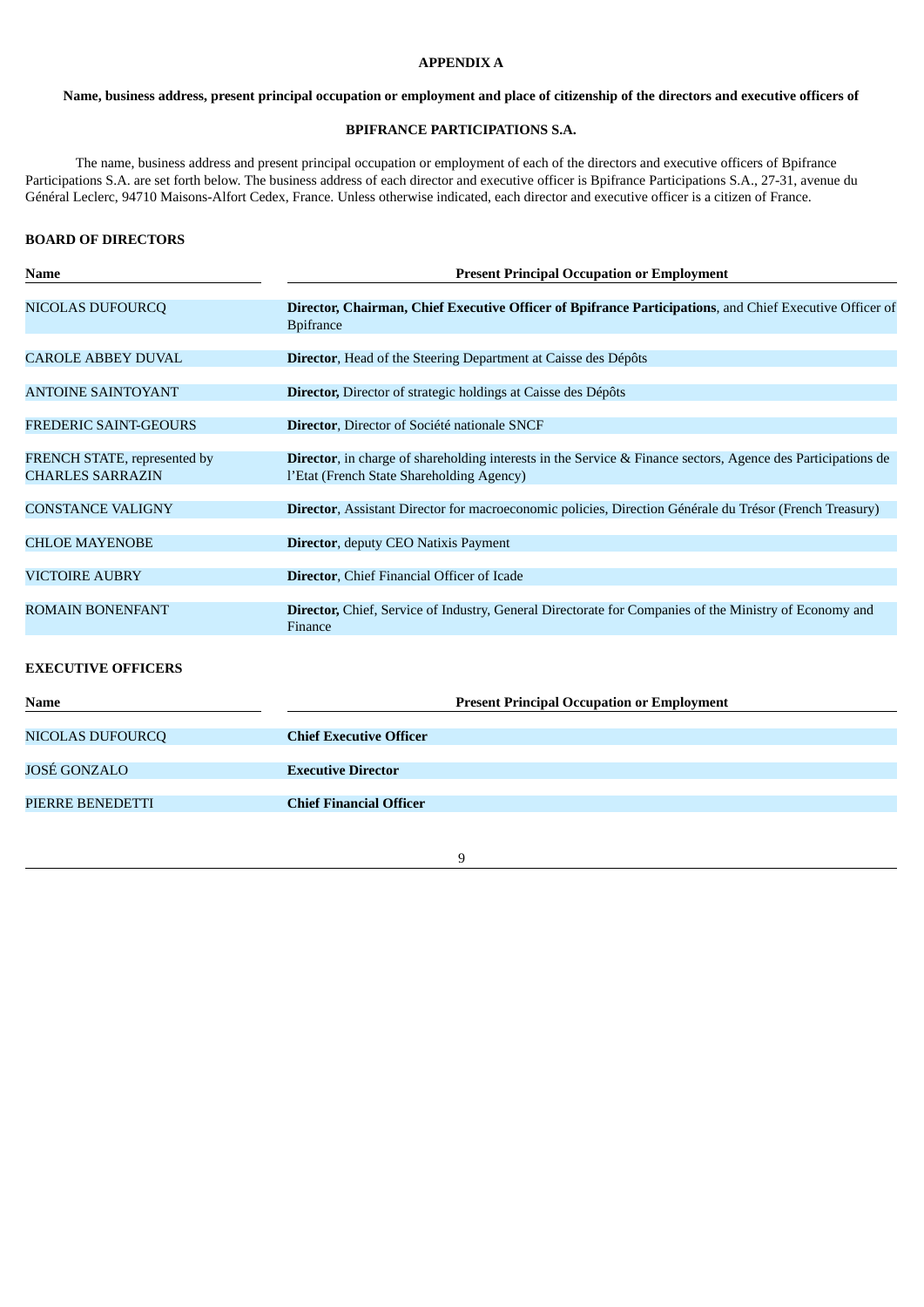**APPENDIX A**

**Name, business address, present principal occupation or employment and place of citizenship of the directors and executive officers of**

**BPIFRANCE PARTICIPATIONS S.A.**

The name, business address and present principal occupation or employment of each of the directors and executive officers of Bpifrance Participations S.A. are set forth below. The business address of each director and executive officer is Bpifrance Participations S.A., 27-31, avenue du Général Leclerc, 94710 Maisons-Alfort Cedex, France. Unless otherwise indicated, each director and executive officer is a citizen of France.

**BOARD OF DIRECTORS**

| Name | Present Principal Occupation or Employment |
|---|---|
| NICOLAS DUFOURCQ | **Director, Chairman, Chief Executive Officer of Bpifrance Participations**, and Chief Executive Officer of Bpifrance |
| CAROLE ABBEY DUVAL | **Director**, Head of the Steering Department at Caisse des Dépôts |
| ANTOINE SAINTOYANT | **Director,** Director of strategic holdings at Caisse des Dépôts |
| FREDERIC SAINT-GEOURS | **Director**, Director of Société nationale SNCF |
| FRENCH STATE, represented by CHARLES SARRAZIN | **Director**, in charge of shareholding interests in the Service & Finance sectors, Agence des Participations de l'Etat (French State Shareholding Agency) |
| CONSTANCE VALIGNY | **Director**, Assistant Director for macroeconomic policies, Direction Générale du Trésor (French Treasury) |
| CHLOE MAYENOBE | **Director**, deputy CEO Natixis Payment |
| VICTOIRE AUBRY | **Director**, Chief Financial Officer of Icade |
| ROMAIN BONENFANT | **Director,** Chief, Service of Industry, General Directorate for Companies of the Ministry of Economy and Finance |

**EXECUTIVE OFFICERS**

| Name | Present Principal Occupation or Employment |
|---|---|
| NICOLAS DUFOURCQ | **Chief Executive Officer** |
| JOSÉ GONZALO | **Executive Director** |
| PIERRE BENEDETTI | **Chief Financial Officer** |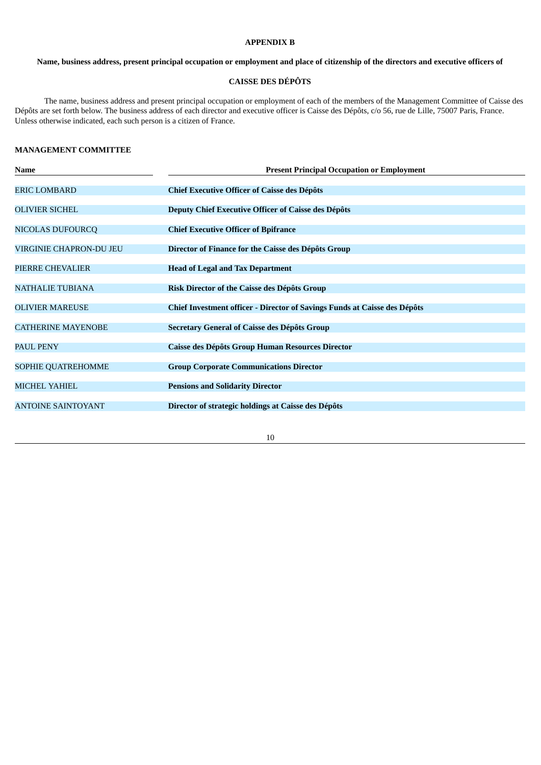**APPENDIX B**

**Name, business address, present principal occupation or employment and place of citizenship of the directors and executive officers of**

**CAISSE DES DÉPÔTS**

The name, business address and present principal occupation or employment of each of the members of the Management Committee of Caisse des Dépôts are set forth below. The business address of each director and executive officer is Caisse des Dépôts, c/o 56, rue de Lille, 75007 Paris, France. Unless otherwise indicated, each such person is a citizen of France.

**MANAGEMENT COMMITTEE**

| Name | Present Principal Occupation or Employment |
|---|---|
| ERIC LOMBARD | **Chief Executive Officer of Caisse des Dépôts** |
| OLIVIER SICHEL | **Deputy Chief Executive Officer of Caisse des Dépôts** |
| NICOLAS DUFOURCQ | **Chief Executive Officer of Bpifrance** |
| VIRGINIE CHAPRON-DU JEU | **Director of Finance for the Caisse des Dépôts Group** |
| PIERRE CHEVALIER | **Head of Legal and Tax Department** |
| NATHALIE TUBIANA | **Risk Director of the Caisse des Dépôts Group** |
| OLIVIER MAREUSE | **Chief Investment officer - Director of Savings Funds at Caisse des Dépôts** |
| CATHERINE MAYENOBE | **Secretary General of Caisse des Dépôts Group** |
| PAUL PENY | **Caisse des Dépôts Group Human Resources Director** |
| SOPHIE QUATREHOMME | **Group Corporate Communications Director** |
| MICHEL YAHIEL | **Pensions and Solidarity Director** |
| ANTOINE SAINTOYANT | **Director of strategic holdings at Caisse des Dépôts** |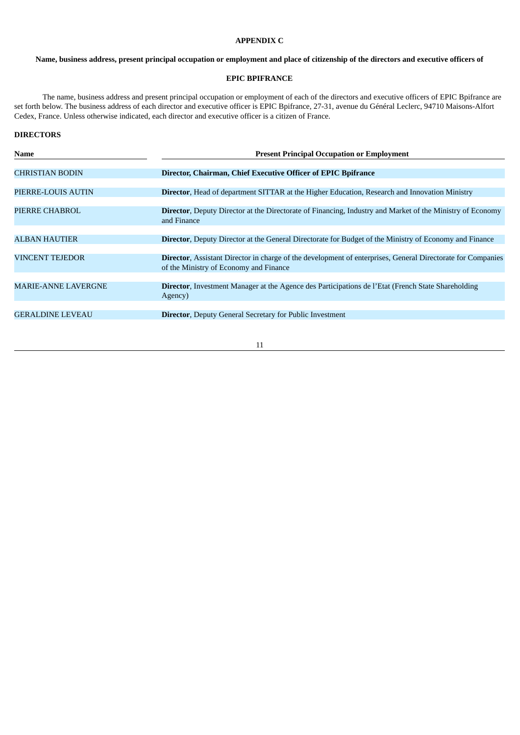**APPENDIX C**

**Name, business address, present principal occupation or employment and place of citizenship of the directors and executive officers of**

**EPIC BPIFRANCE**

The name, business address and present principal occupation or employment of each of the directors and executive officers of EPIC Bpifrance are set forth below. The business address of each director and executive officer is EPIC Bpifrance, 27-31, avenue du Général Leclerc, 94710 Maisons-Alfort Cedex, France. Unless otherwise indicated, each director and executive officer is a citizen of France.

**DIRECTORS**

| Name | Present Principal Occupation or Employment |
|---|---|
| CHRISTIAN BODIN | **Director, Chairman, Chief Executive Officer of EPIC Bpifrance** |
| PIERRE-LOUIS AUTIN | **Director**, Head of department SITTAR at the Higher Education, Research and Innovation Ministry |
| PIERRE CHABROL | **Director**, Deputy Director at the Directorate of Financing, Industry and Market of the Ministry of Economy and Finance |
| ALBAN HAUTIER | **Director**, Deputy Director at the General Directorate for Budget of the Ministry of Economy and Finance |
| VINCENT TEJEDOR | **Director**, Assistant Director in charge of the development of enterprises, General Directorate for Companies of the Ministry of Economy and Finance |
| MARIE-ANNE LAVERGNE | **Director**, Investment Manager at the Agence des Participations de l'Etat (French State Shareholding Agency) |
| GERALDINE LEVEAU | **Director**, Deputy General Secretary for Public Investment |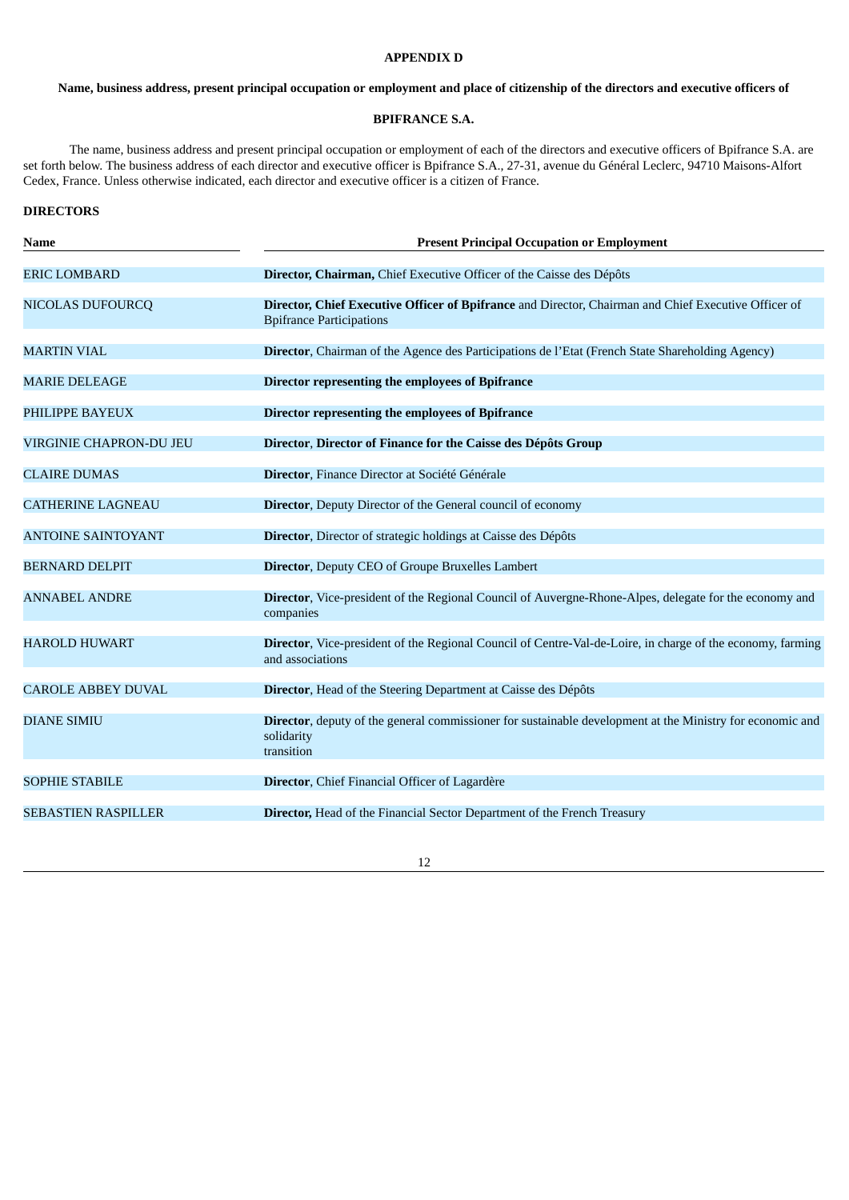**APPENDIX D**

**Name, business address, present principal occupation or employment and place of citizenship of the directors and executive officers of**

**BPIFRANCE S.A.**

The name, business address and present principal occupation or employment of each of the directors and executive officers of Bpifrance S.A. are set forth below. The business address of each director and executive officer is Bpifrance S.A., 27-31, avenue du Général Leclerc, 94710 Maisons-Alfort Cedex, France. Unless otherwise indicated, each director and executive officer is a citizen of France.

**DIRECTORS**

| Name | Present Principal Occupation or Employment |
|---|---|
| ERIC LOMBARD | **Director, Chairman,** Chief Executive Officer of the Caisse des Dépôts |
| NICOLAS DUFOURCQ | **Director, Chief Executive Officer of Bpifrance** and Director, Chairman and Chief Executive Officer of Bpifrance Participations |
| MARTIN VIAL | **Director**, Chairman of the Agence des Participations de l'Etat (French State Shareholding Agency) |
| MARIE DELEAGE | **Director representing the employees of Bpifrance** |
| PHILIPPE BAYEUX | **Director representing the employees of Bpifrance** |
| VIRGINIE CHAPRON-DU JEU | **Director**, **Director of Finance for the Caisse des Dépôts Group** |
| CLAIRE DUMAS | **Director**, Finance Director at Société Générale |
| CATHERINE LAGNEAU | **Director**, Deputy Director of the General council of economy |
| ANTOINE SAINTOYANT | **Director**, Director of strategic holdings at Caisse des Dépôts |
| BERNARD DELPIT | **Director**, Deputy CEO of Groupe Bruxelles Lambert |
| ANNABEL ANDRE | **Director**, Vice-president of the Regional Council of Auvergne-Rhone-Alpes, delegate for the economy and companies |
| HAROLD HUWART | **Director**, Vice-president of the Regional Council of Centre-Val-de-Loire, in charge of the economy, farming and associations |
| CAROLE ABBEY DUVAL | **Director**, Head of the Steering Department at Caisse des Dépôts |
| DIANE SIMIU | **Director**, deputy of the general commissioner for sustainable development at the Ministry for economic and solidarity transition |
| SOPHIE STABILE | **Director**, Chief Financial Officer of Lagardère |
| SEBASTIEN RASPILLER | **Director,** Head of the Financial Sector Department of the French Treasury |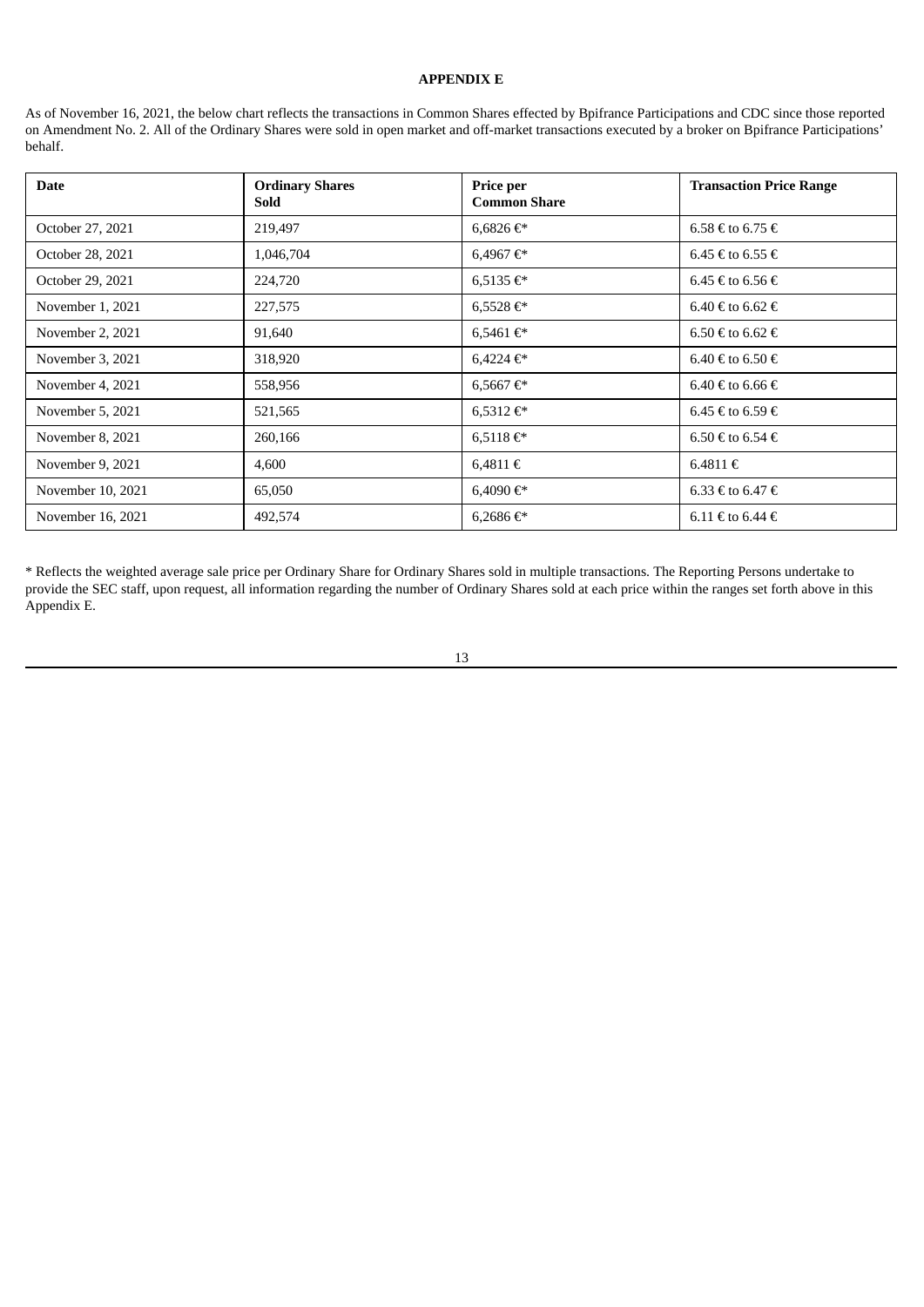**APPENDIX E**

As of November 16, 2021, the below chart reflects the transactions in Common Shares effected by Bpifrance Participations and CDC since those reported on Amendment No. 2. All of the Ordinary Shares were sold in open market and off-market transactions executed by a broker on Bpifrance Participations' behalf.

| Date | Ordinary Shares Sold | Price per Common Share | Transaction Price Range |
|---|---|---|---|
| October 27, 2021 | 219,497 | 6,6826 €* | 6.58 € to 6.75 € |
| October 28, 2021 | 1,046,704 | 6,4967 €* | 6.45 € to 6.55 € |
| October 29, 2021 | 224,720 | 6,5135 €* | 6.45 € to 6.56 € |
| November 1, 2021 | 227,575 | 6,5528 €* | 6.40 € to 6.62 € |
| November 2, 2021 | 91,640 | 6,5461 €* | 6.50 € to 6.62 € |
| November 3, 2021 | 318,920 | 6,4224 €* | 6.40 € to 6.50 € |
| November 4, 2021 | 558,956 | 6,5667 €* | 6.40 € to 6.66 € |
| November 5, 2021 | 521,565 | 6,5312 €* | 6.45 € to 6.59 € |
| November 8, 2021 | 260,166 | 6,5118 €* | 6.50 € to 6.54 € |
| November 9, 2021 | 4,600 | 6,4811 € | 6.4811 € |
| November 10, 2021 | 65,050 | 6,4090 €* | 6.33 € to 6.47 € |
| November 16, 2021 | 492,574 | 6,2686 €* | 6.11 € to 6.44 € |

* Reflects the weighted average sale price per Ordinary Share for Ordinary Shares sold in multiple transactions. The Reporting Persons undertake to provide the SEC staff, upon request, all information regarding the number of Ordinary Shares sold at each price within the ranges set forth above in this Appendix E.